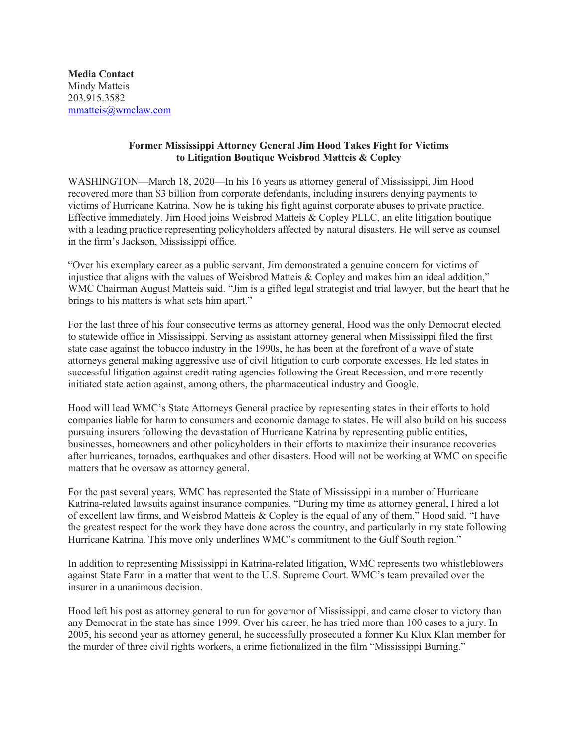**Media Contact**
Mindy Matteis
203.915.3582
mmatteis@wmclaw.com

## Former Mississippi Attorney General Jim Hood Takes Fight for Victims to Litigation Boutique Weisbrod Matteis & Copley

WASHINGTON—March 18, 2020—In his 16 years as attorney general of Mississippi, Jim Hood recovered more than $3 billion from corporate defendants, including insurers denying payments to victims of Hurricane Katrina. Now he is taking his fight against corporate abuses to private practice. Effective immediately, Jim Hood joins Weisbrod Matteis & Copley PLLC, an elite litigation boutique with a leading practice representing policyholders affected by natural disasters. He will serve as counsel in the firm's Jackson, Mississippi office.

"Over his exemplary career as a public servant, Jim demonstrated a genuine concern for victims of injustice that aligns with the values of Weisbrod Matteis & Copley and makes him an ideal addition," WMC Chairman August Matteis said. "Jim is a gifted legal strategist and trial lawyer, but the heart that he brings to his matters is what sets him apart."

For the last three of his four consecutive terms as attorney general, Hood was the only Democrat elected to statewide office in Mississippi. Serving as assistant attorney general when Mississippi filed the first state case against the tobacco industry in the 1990s, he has been at the forefront of a wave of state attorneys general making aggressive use of civil litigation to curb corporate excesses. He led states in successful litigation against credit-rating agencies following the Great Recession, and more recently initiated state action against, among others, the pharmaceutical industry and Google.

Hood will lead WMC's State Attorneys General practice by representing states in their efforts to hold companies liable for harm to consumers and economic damage to states. He will also build on his success pursuing insurers following the devastation of Hurricane Katrina by representing public entities, businesses, homeowners and other policyholders in their efforts to maximize their insurance recoveries after hurricanes, tornados, earthquakes and other disasters. Hood will not be working at WMC on specific matters that he oversaw as attorney general.

For the past several years, WMC has represented the State of Mississippi in a number of Hurricane Katrina-related lawsuits against insurance companies. "During my time as attorney general, I hired a lot of excellent law firms, and Weisbrod Matteis & Copley is the equal of any of them," Hood said. "I have the greatest respect for the work they have done across the country, and particularly in my state following Hurricane Katrina. This move only underlines WMC's commitment to the Gulf South region."

In addition to representing Mississippi in Katrina-related litigation, WMC represents two whistleblowers against State Farm in a matter that went to the U.S. Supreme Court. WMC's team prevailed over the insurer in a unanimous decision.

Hood left his post as attorney general to run for governor of Mississippi, and came closer to victory than any Democrat in the state has since 1999. Over his career, he has tried more than 100 cases to a jury. In 2005, his second year as attorney general, he successfully prosecuted a former Ku Klux Klan member for the murder of three civil rights workers, a crime fictionalized in the film "Mississippi Burning."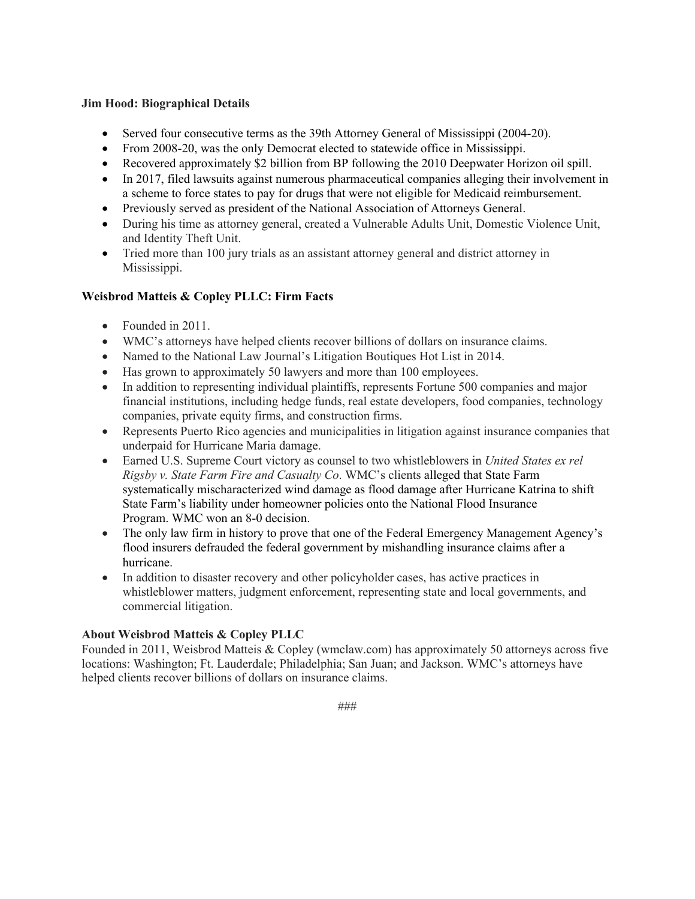**Jim Hood: Biographical Details**

- Served four consecutive terms as the 39th Attorney General of Mississippi (2004-20).
- From 2008-20, was the only Democrat elected to statewide office in Mississippi.
- Recovered approximately $2 billion from BP following the 2010 Deepwater Horizon oil spill.
- In 2017, filed lawsuits against numerous pharmaceutical companies alleging their involvement in a scheme to force states to pay for drugs that were not eligible for Medicaid reimbursement.
- Previously served as president of the National Association of Attorneys General.
- During his time as attorney general, created a Vulnerable Adults Unit, Domestic Violence Unit, and Identity Theft Unit.
- Tried more than 100 jury trials as an assistant attorney general and district attorney in Mississippi.

**Weisbrod Matteis & Copley PLLC: Firm Facts**

- Founded in 2011.
- WMC's attorneys have helped clients recover billions of dollars on insurance claims.
- Named to the National Law Journal's Litigation Boutiques Hot List in 2014.
- Has grown to approximately 50 lawyers and more than 100 employees.
- In addition to representing individual plaintiffs, represents Fortune 500 companies and major financial institutions, including hedge funds, real estate developers, food companies, technology companies, private equity firms, and construction firms.
- Represents Puerto Rico agencies and municipalities in litigation against insurance companies that underpaid for Hurricane Maria damage.
- Earned U.S. Supreme Court victory as counsel to two whistleblowers in *United States ex rel Rigsby v. State Farm Fire and Casualty Co*. WMC's clients alleged that State Farm systematically mischaracterized wind damage as flood damage after Hurricane Katrina to shift State Farm's liability under homeowner policies onto the National Flood Insurance Program. WMC won an 8-0 decision.
- The only law firm in history to prove that one of the Federal Emergency Management Agency's flood insurers defrauded the federal government by mishandling insurance claims after a hurricane.
- In addition to disaster recovery and other policyholder cases, has active practices in whistleblower matters, judgment enforcement, representing state and local governments, and commercial litigation.

**About Weisbrod Matteis & Copley PLLC**

Founded in 2011, Weisbrod Matteis & Copley (wmclaw.com) has approximately 50 attorneys across five locations: Washington; Ft. Lauderdale; Philadelphia; San Juan; and Jackson. WMC's attorneys have helped clients recover billions of dollars on insurance claims.

###